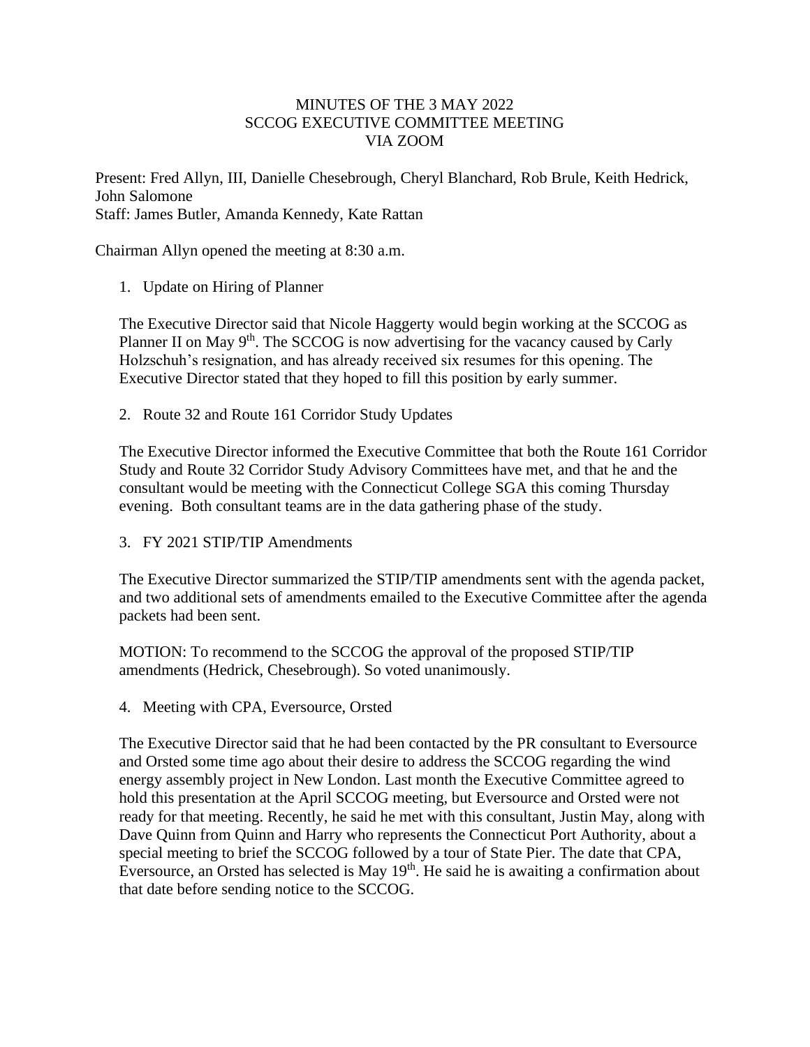# MINUTES OF THE 3 MAY 2022 SCCOG EXECUTIVE COMMITTEE MEETING VIA ZOOM

Present: Fred Allyn, III, Danielle Chesebrough, Cheryl Blanchard, Rob Brule, Keith Hedrick, John Salomone
Staff: James Butler, Amanda Kennedy, Kate Rattan

Chairman Allyn opened the meeting at 8:30 a.m.

1. Update on Hiring of Planner

The Executive Director said that Nicole Haggerty would begin working at the SCCOG as Planner II on May 9th. The SCCOG is now advertising for the vacancy caused by Carly Holzschuh's resignation, and has already received six resumes for this opening. The Executive Director stated that they hoped to fill this position by early summer.

2. Route 32 and Route 161 Corridor Study Updates

The Executive Director informed the Executive Committee that both the Route 161 Corridor Study and Route 32 Corridor Study Advisory Committees have met, and that he and the consultant would be meeting with the Connecticut College SGA this coming Thursday evening. Both consultant teams are in the data gathering phase of the study.

3. FY 2021 STIP/TIP Amendments

The Executive Director summarized the STIP/TIP amendments sent with the agenda packet, and two additional sets of amendments emailed to the Executive Committee after the agenda packets had been sent.

MOTION: To recommend to the SCCOG the approval of the proposed STIP/TIP amendments (Hedrick, Chesebrough). So voted unanimously.

4. Meeting with CPA, Eversource, Orsted

The Executive Director said that he had been contacted by the PR consultant to Eversource and Orsted some time ago about their desire to address the SCCOG regarding the wind energy assembly project in New London. Last month the Executive Committee agreed to hold this presentation at the April SCCOG meeting, but Eversource and Orsted were not ready for that meeting. Recently, he said he met with this consultant, Justin May, along with Dave Quinn from Quinn and Harry who represents the Connecticut Port Authority, about a special meeting to brief the SCCOG followed by a tour of State Pier. The date that CPA, Eversource, an Orsted has selected is May 19th. He said he is awaiting a confirmation about that date before sending notice to the SCCOG.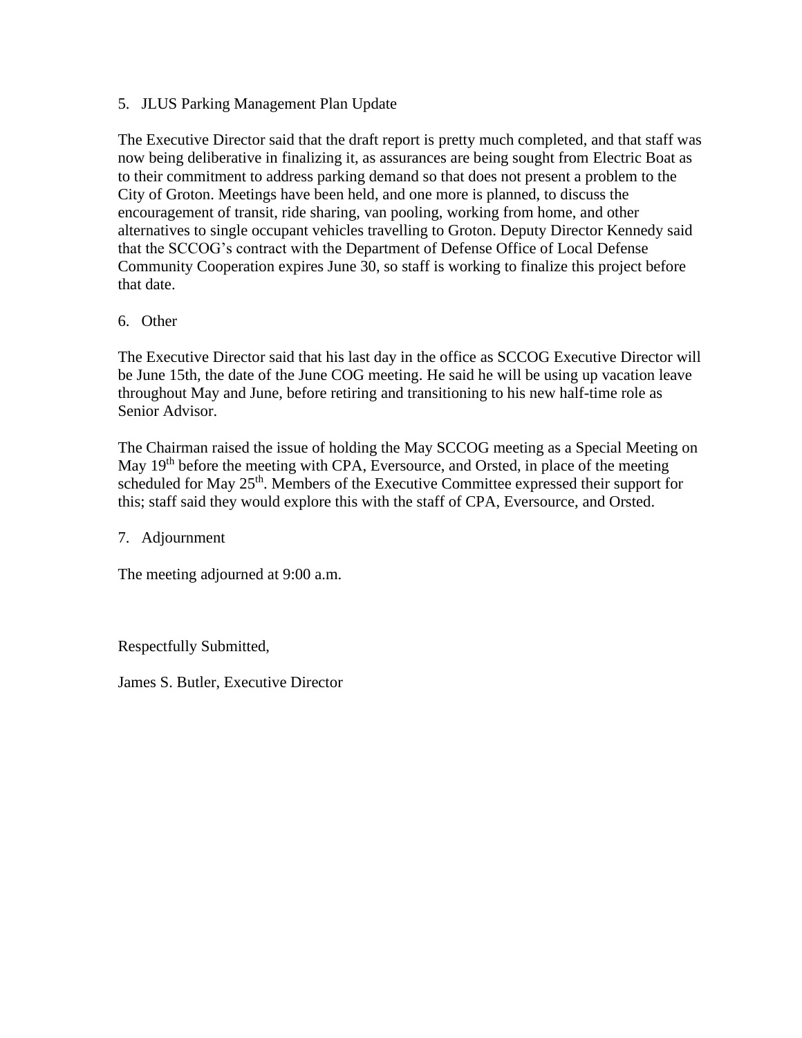5. JLUS Parking Management Plan Update

The Executive Director said that the draft report is pretty much completed, and that staff was now being deliberative in finalizing it, as assurances are being sought from Electric Boat as to their commitment to address parking demand so that does not present a problem to the City of Groton. Meetings have been held, and one more is planned, to discuss the encouragement of transit, ride sharing, van pooling, working from home, and other alternatives to single occupant vehicles travelling to Groton. Deputy Director Kennedy said that the SCCOG's contract with the Department of Defense Office of Local Defense Community Cooperation expires June 30, so staff is working to finalize this project before that date.

6. Other

The Executive Director said that his last day in the office as SCCOG Executive Director will be June 15th, the date of the June COG meeting. He said he will be using up vacation leave throughout May and June, before retiring and transitioning to his new half-time role as Senior Advisor.

The Chairman raised the issue of holding the May SCCOG meeting as a Special Meeting on May 19th before the meeting with CPA, Eversource, and Orsted, in place of the meeting scheduled for May 25th. Members of the Executive Committee expressed their support for this; staff said they would explore this with the staff of CPA, Eversource, and Orsted.

7. Adjournment

The meeting adjourned at 9:00 a.m.

Respectfully Submitted,

James S. Butler, Executive Director